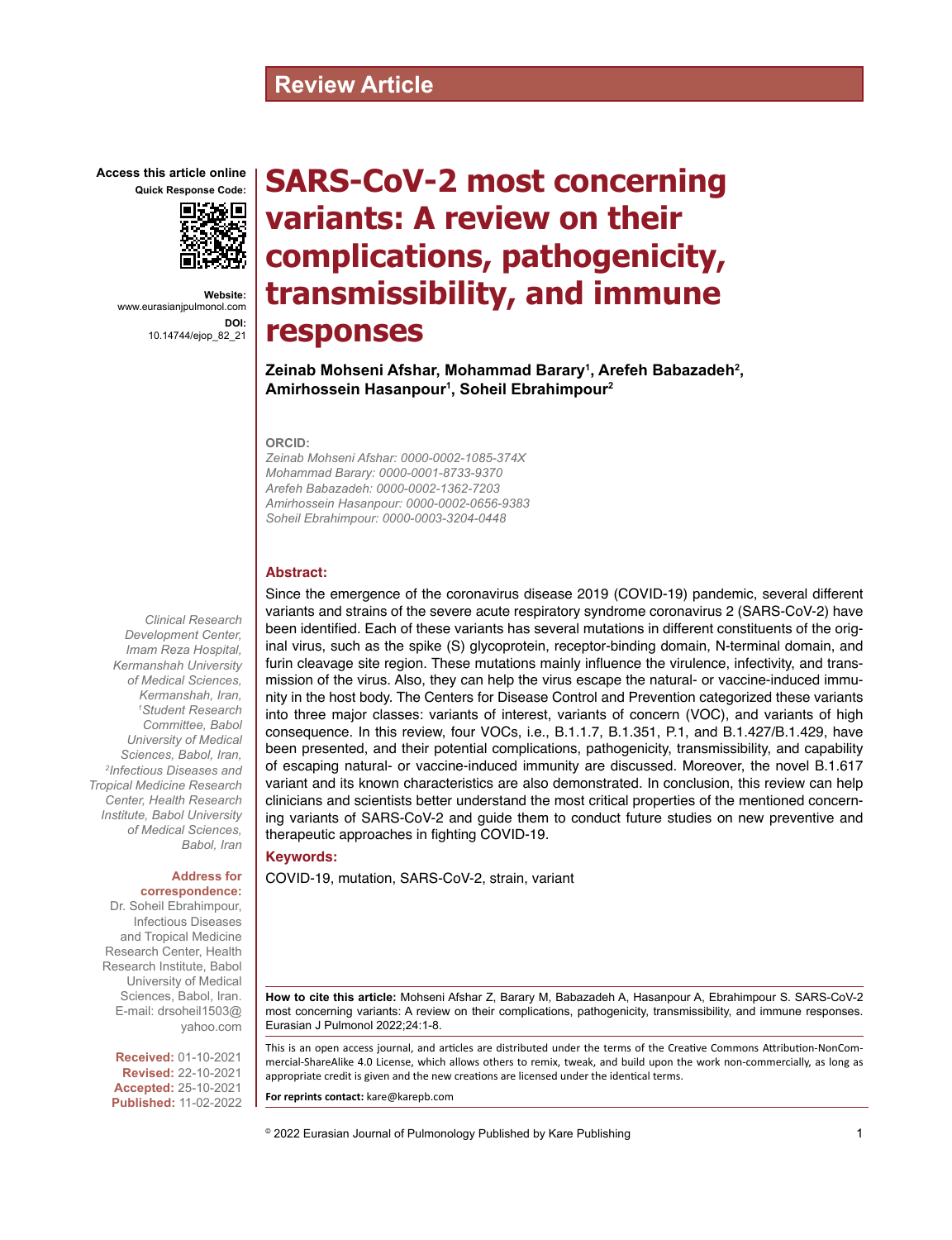Review Article

Access this article online

Quick Response Code:

Website: www.eurasianjpulmonol.com

DOI: 10.14744/ejop_82_21

# SARS-CoV-2 most concerning variants: A review on their complications, pathogenicity, transmissibility, and immune responses

**Zeinab Mohseni Afshar, Mohammad Barary[1], Arefeh Babazadeh[2], Amirhossein Hasanpour[1], Soheil Ebrahimpour[2]**

**ORCID:**

*Zeinab Mohseni Afshar: 0000-0002-1085-374X*
*Mohammad Barary: 0000-0001-8733-9370*
*Arefeh Babazadeh: 0000-0002-1362-7203*
*Amirhossein Hasanpour: 0000-0002-0656-9383*
*Soheil Ebrahimpour: 0000-0003-3204-0448*

*Clinical Research Development Center, Imam Reza Hospital, Kermanshah University of Medical Sciences, Kermanshah, Iran, [1]Student Research Committee, Babol University of Medical Sciences, Babol, Iran, [2]Infectious Diseases and Tropical Medicine Research Center, Health Research Institute, Babol University of Medical Sciences, Babol, Iran*

**Address for correspondence:**
Dr. Soheil Ebrahimpour, Infectious Diseases and Tropical Medicine Research Center, Health Research Institute, Babol University of Medical Sciences, Babol, Iran. E-mail: drsoheil1503@yahoo.com

**Received:** 01-10-2021
**Revised:** 22-10-2021
**Accepted:** 25-10-2021
**Published:** 11-02-2022

## Abstract:

Since the emergence of the coronavirus disease 2019 (COVID-19) pandemic, several different variants and strains of the severe acute respiratory syndrome coronavirus 2 (SARS-CoV-2) have been identified. Each of these variants has several mutations in different constituents of the original virus, such as the spike (S) glycoprotein, receptor-binding domain, N-terminal domain, and furin cleavage site region. These mutations mainly influence the virulence, infectivity, and transmission of the virus. Also, they can help the virus escape the natural- or vaccine-induced immunity in the host body. The Centers for Disease Control and Prevention categorized these variants into three major classes: variants of interest, variants of concern (VOC), and variants of high consequence. In this review, four VOCs, i.e., B.1.1.7, B.1.351, P.1, and B.1.427/B.1.429, have been presented, and their potential complications, pathogenicity, transmissibility, and capability of escaping natural- or vaccine-induced immunity are discussed. Moreover, the novel B.1.617 variant and its known characteristics are also demonstrated. In conclusion, this review can help clinicians and scientists better understand the most critical properties of the mentioned concerning variants of SARS-CoV-2 and guide them to conduct future studies on new preventive and therapeutic approaches in fighting COVID-19.

## Keywords:

COVID-19, mutation, SARS-CoV-2, strain, variant

**How to cite this article:** Mohseni Afshar Z, Barary M, Babazadeh A, Hasanpour A, Ebrahimpour S. SARS-CoV-2 most concerning variants: A review on their complications, pathogenicity, transmissibility, and immune responses. Eurasian J Pulmonol 2022;24:1-8.

This is an open access journal, and articles are distributed under the terms of the Creative Commons Attribution-NonCommercial-ShareAlike 4.0 License, which allows others to remix, tweak, and build upon the work non-commercially, as long as appropriate credit is given and the new creations are licensed under the identical terms.

**For reprints contact:** kare@karepb.com

© 2022 Eurasian Journal of Pulmonology Published by Kare Publishing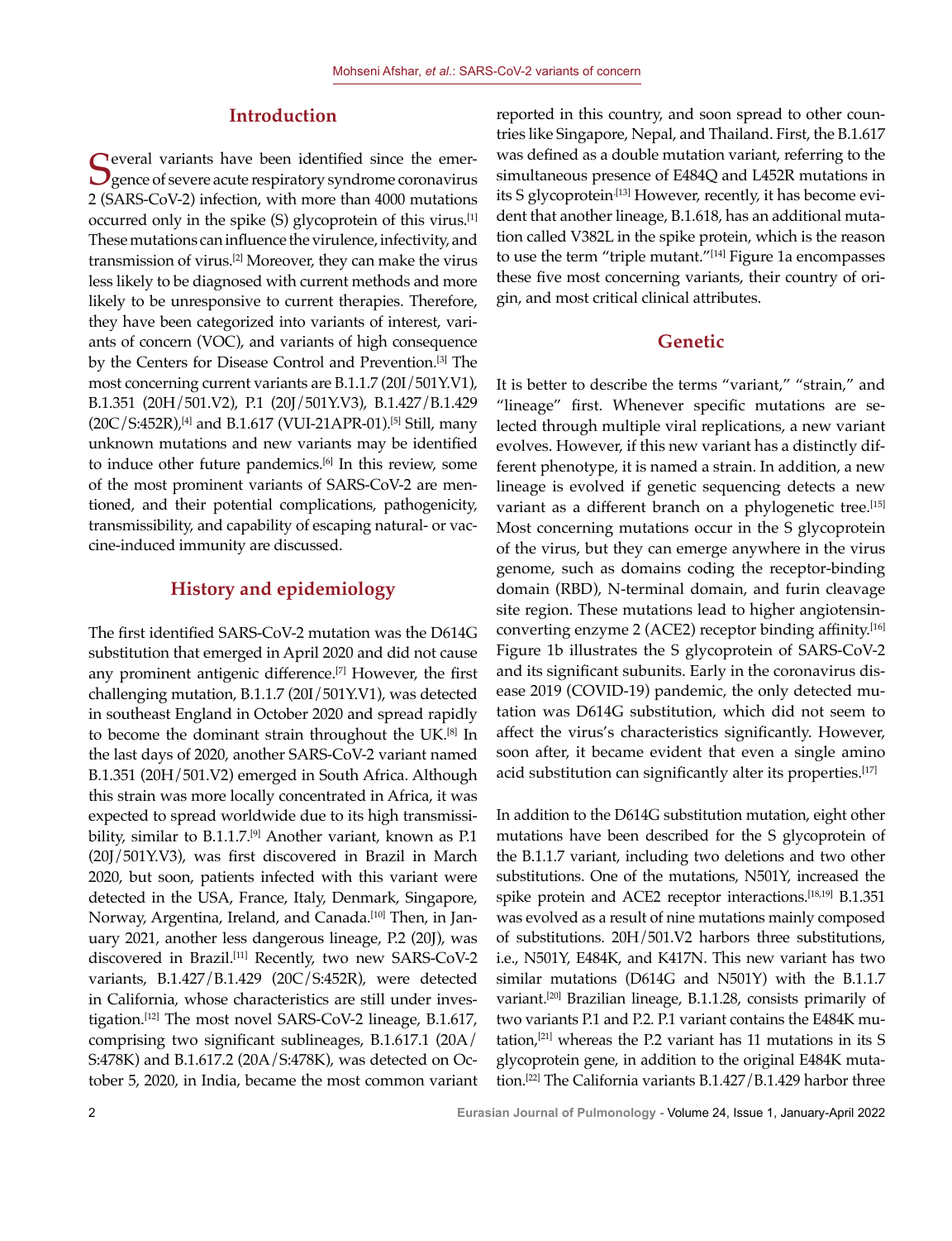## Introduction

Several variants have been identified since the emergence of severe acute respiratory syndrome coronavirus 2 (SARS-CoV-2) infection, with more than 4000 mutations occurred only in the spike (S) glycoprotein of this virus.[1] These mutations can influence the virulence, infectivity, and transmission of virus.[2] Moreover, they can make the virus less likely to be diagnosed with current methods and more likely to be unresponsive to current therapies. Therefore, they have been categorized into variants of interest, variants of concern (VOC), and variants of high consequence by the Centers for Disease Control and Prevention.[3] The most concerning current variants are B.1.1.7 (20I/501Y.V1), B.1.351 (20H/501.V2), P.1 (20J/501Y.V3), B.1.427/B.1.429 (20C/S:452R),[4] and B.1.617 (VUI-21APR-01).[5] Still, many unknown mutations and new variants may be identified to induce other future pandemics.[6] In this review, some of the most prominent variants of SARS-CoV-2 are mentioned, and their potential complications, pathogenicity, transmissibility, and capability of escaping natural- or vaccine-induced immunity are discussed.

## History and epidemiology

The first identified SARS-CoV-2 mutation was the D614G substitution that emerged in April 2020 and did not cause any prominent antigenic difference.[7] However, the first challenging mutation, B.1.1.7 (20I/501Y.V1), was detected in southeast England in October 2020 and spread rapidly to become the dominant strain throughout the UK.[8] In the last days of 2020, another SARS-CoV-2 variant named B.1.351 (20H/501.V2) emerged in South Africa. Although this strain was more locally concentrated in Africa, it was expected to spread worldwide due to its high transmissibility, similar to B.1.1.7.[9] Another variant, known as P.1 (20J/501Y.V3), was first discovered in Brazil in March 2020, but soon, patients infected with this variant were detected in the USA, France, Italy, Denmark, Singapore, Norway, Argentina, Ireland, and Canada.[10] Then, in January 2021, another less dangerous lineage, P.2 (20J), was discovered in Brazil.[11] Recently, two new SARS-CoV-2 variants, B.1.427/B.1.429 (20C/S:452R), were detected in California, whose characteristics are still under investigation.[12] The most novel SARS-CoV-2 lineage, B.1.617, comprising two significant sublineages, B.1.617.1 (20A/S:478K) and B.1.617.2 (20A/S:478K), was detected on October 5, 2020, in India, became the most common variant reported in this country, and soon spread to other countries like Singapore, Nepal, and Thailand. First, the B.1.617 was defined as a double mutation variant, referring to the simultaneous presence of E484Q and L452R mutations in its S glycoprotein.[13] However, recently, it has become evident that another lineage, B.1.618, has an additional mutation called V382L in the spike protein, which is the reason to use the term "triple mutant."[14] Figure 1a encompasses these five most concerning variants, their country of origin, and most critical clinical attributes.

## Genetic

It is better to describe the terms "variant," "strain," and "lineage" first. Whenever specific mutations are selected through multiple viral replications, a new variant evolves. However, if this new variant has a distinctly different phenotype, it is named a strain. In addition, a new lineage is evolved if genetic sequencing detects a new variant as a different branch on a phylogenetic tree.[15] Most concerning mutations occur in the S glycoprotein of the virus, but they can emerge anywhere in the virus genome, such as domains coding the receptor-binding domain (RBD), N-terminal domain, and furin cleavage site region. These mutations lead to higher angiotensin-converting enzyme 2 (ACE2) receptor binding affinity.[16] Figure 1b illustrates the S glycoprotein of SARS-CoV-2 and its significant subunits. Early in the coronavirus disease 2019 (COVID-19) pandemic, the only detected mutation was D614G substitution, which did not seem to affect the virus's characteristics significantly. However, soon after, it became evident that even a single amino acid substitution can significantly alter its properties.[17]

In addition to the D614G substitution mutation, eight other mutations have been described for the S glycoprotein of the B.1.1.7 variant, including two deletions and two other substitutions. One of the mutations, N501Y, increased the spike protein and ACE2 receptor interactions.[18,19] B.1.351 was evolved as a result of nine mutations mainly composed of substitutions. 20H/501.V2 harbors three substitutions, i.e., N501Y, E484K, and K417N. This new variant has two similar mutations (D614G and N501Y) with the B.1.1.7 variant.[20] Brazilian lineage, B.1.1.28, consists primarily of two variants P.1 and P.2. P.1 variant contains the E484K mutation,[21] whereas the P.2 variant has 11 mutations in its S glycoprotein gene, in addition to the original E484K mutation.[22] The California variants B.1.427/B.1.429 harbor three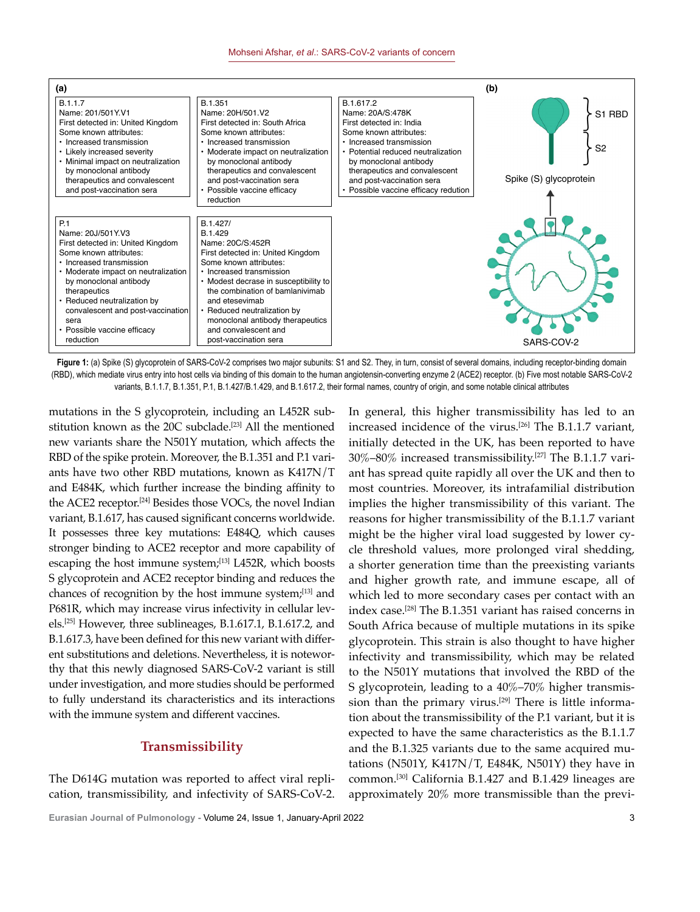(a)

B.1.1.7
Name: 20I/501Y.V1
First detected in: United Kingdom
Some known attributes:
- Increased transmission
- Likely increased severity
- Minimal impact on neutralization by monoclonal antibody therapeutics and convalescent and post-vaccination sera

B.1.351
Name: 20H/501.V2
First detected in: South Africa
Some known attributes:
- Increased transmission
- Moderate impact on neutralization by monoclonal antibody therapeutics and convalescent and post-vaccination sera
- Possible vaccine efficacy reduction

B.1.617.2
Name: 20A/S:478K
First detected in: India
Some known attributes:
- Increased transmission
- Potential reduced neutralization by monoclonal antibody therapeutics and convalescent and post-vaccination sera
- Possible vaccine efficacy redution

P.1
Name: 20J/501Y.V3
First detected in: United Kingdom
Some known attributes:
- Increased transmission
- Moderate impact on neutralization by monoclonal antibody therapeutics
- Reduced neutralization by convalescent and post-vaccination sera
- Possible vaccine efficacy reduction

B.1.427/
B.1.429
Name: 20C/S:452R
First detected in: United Kingdom
Some known attributes:
- Increased transmission
- Modest decrase in susceptibility to the combination of bamlanivimab and etesevimab
- Reduced neutralization by monoclonal antibody therapeutics and convalescent and post-vaccination sera

(b)

S1 RBD
S2
Spike (S) glycoprotein
SARS-COV-2

**Figure 1:** (a) Spike (S) glycoprotein of SARS-CoV-2 comprises two major subunits: S1 and S2. They, in turn, consist of several domains, including receptor-binding domain (RBD), which mediate virus entry into host cells via binding of this domain to the human angiotensin-converting enzyme 2 (ACE2) receptor. (b) Five most notable SARS-CoV-2 variants, B.1.1.7, B.1.351, P.1, B.1.427/B.1.429, and B.1.617.2, their formal names, country of origin, and some notable clinical attributes

mutations in the S glycoprotein, including an L452R substitution known as the 20C subclade.[23] All the mentioned new variants share the N501Y mutation, which affects the RBD of the spike protein. Moreover, the B.1.351 and P.1 variants have two other RBD mutations, known as K417N/T and E484K, which further increase the binding affinity to the ACE2 receptor.[24] Besides those VOCs, the novel Indian variant, B.1.617, has caused significant concerns worldwide. It possesses three key mutations: E484Q, which causes stronger binding to ACE2 receptor and more capability of escaping the host immune system;[13] L452R, which boosts S glycoprotein and ACE2 receptor binding and reduces the chances of recognition by the host immune system;[13] and P681R, which may increase virus infectivity in cellular levels.[25] However, three sublineages, B.1.617.1, B.1.617.2, and B.1.617.3, have been defined for this new variant with different substitutions and deletions. Nevertheless, it is noteworthy that this newly diagnosed SARS-CoV-2 variant is still under investigation, and more studies should be performed to fully understand its characteristics and its interactions with the immune system and different vaccines.

## Transmissibility

The D614G mutation was reported to affect viral replication, transmissibility, and infectivity of SARS-CoV-2. In general, this higher transmissibility has led to an increased incidence of the virus.[26] The B.1.1.7 variant, initially detected in the UK, has been reported to have 30%–80% increased transmissibility.[27] The B.1.1.7 variant has spread quite rapidly all over the UK and then to most countries. Moreover, its intrafamilial distribution implies the higher transmissibility of this variant. The reasons for higher transmissibility of the B.1.1.7 variant might be the higher viral load suggested by lower cycle threshold values, more prolonged viral shedding, a shorter generation time than the preexisting variants and higher growth rate, and immune escape, all of which led to more secondary cases per contact with an index case.[28] The B.1.351 variant has raised concerns in South Africa because of multiple mutations in its spike glycoprotein. This strain is also thought to have higher infectivity and transmissibility, which may be related to the N501Y mutations that involved the RBD of the S glycoprotein, leading to a 40%–70% higher transmission than the primary virus.[29] There is little information about the transmissibility of the P.1 variant, but it is expected to have the same characteristics as the B.1.1.7 and the B.1.325 variants due to the same acquired mutations (N501Y, K417N/T, E484K, N501Y) they have in common.[30] California B.1.427 and B.1.429 lineages are approximately 20% more transmissible than the previ-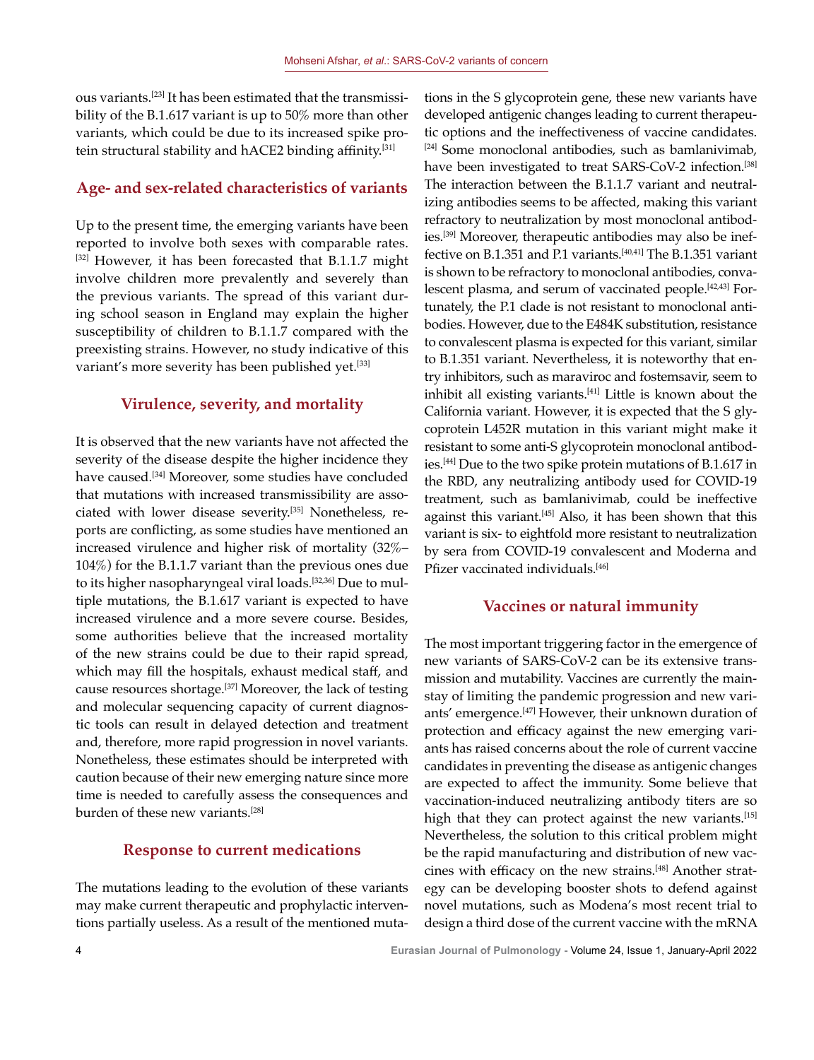ous variants.[23] It has been estimated that the transmissibility of the B.1.617 variant is up to 50% more than other variants, which could be due to its increased spike protein structural stability and hACE2 binding affinity.[31]

## Age- and sex-related characteristics of variants

Up to the present time, the emerging variants have been reported to involve both sexes with comparable rates.[32] However, it has been forecasted that B.1.1.7 might involve children more prevalently and severely than the previous variants. The spread of this variant during school season in England may explain the higher susceptibility of children to B.1.1.7 compared with the preexisting strains. However, no study indicative of this variant's more severity has been published yet.[33]

## Virulence, severity, and mortality

It is observed that the new variants have not affected the severity of the disease despite the higher incidence they have caused.[34] Moreover, some studies have concluded that mutations with increased transmissibility are associated with lower disease severity.[35] Nonetheless, reports are conflicting, as some studies have mentioned an increased virulence and higher risk of mortality (32%–104%) for the B.1.1.7 variant than the previous ones due to its higher nasopharyngeal viral loads.[32,36] Due to multiple mutations, the B.1.617 variant is expected to have increased virulence and a more severe course. Besides, some authorities believe that the increased mortality of the new strains could be due to their rapid spread, which may fill the hospitals, exhaust medical staff, and cause resources shortage.[37] Moreover, the lack of testing and molecular sequencing capacity of current diagnostic tools can result in delayed detection and treatment and, therefore, more rapid progression in novel variants. Nonetheless, these estimates should be interpreted with caution because of their new emerging nature since more time is needed to carefully assess the consequences and burden of these new variants.[28]

## Response to current medications

The mutations leading to the evolution of these variants may make current therapeutic and prophylactic interventions partially useless. As a result of the mentioned mutations in the S glycoprotein gene, these new variants have developed antigenic changes leading to current therapeutic options and the ineffectiveness of vaccine candidates.[24] Some monoclonal antibodies, such as bamlanivimab, have been investigated to treat SARS-CoV-2 infection.[38] The interaction between the B.1.1.7 variant and neutralizing antibodies seems to be affected, making this variant refractory to neutralization by most monoclonal antibodies.[39] Moreover, therapeutic antibodies may also be ineffective on B.1.351 and P.1 variants.[40,41] The B.1.351 variant is shown to be refractory to monoclonal antibodies, convalescent plasma, and serum of vaccinated people.[42,43] Fortunately, the P.1 clade is not resistant to monoclonal antibodies. However, due to the E484K substitution, resistance to convalescent plasma is expected for this variant, similar to B.1.351 variant. Nevertheless, it is noteworthy that entry inhibitors, such as maraviroc and fostemsavir, seem to inhibit all existing variants.[41] Little is known about the California variant. However, it is expected that the S glycoprotein L452R mutation in this variant might make it resistant to some anti-S glycoprotein monoclonal antibodies.[44] Due to the two spike protein mutations of B.1.617 in the RBD, any neutralizing antibody used for COVID-19 treatment, such as bamlanivimab, could be ineffective against this variant.[45] Also, it has been shown that this variant is six- to eightfold more resistant to neutralization by sera from COVID-19 convalescent and Moderna and Pfizer vaccinated individuals.[46]

## Vaccines or natural immunity

The most important triggering factor in the emergence of new variants of SARS-CoV-2 can be its extensive transmission and mutability. Vaccines are currently the mainstay of limiting the pandemic progression and new variants' emergence.[47] However, their unknown duration of protection and efficacy against the new emerging variants has raised concerns about the role of current vaccine candidates in preventing the disease as antigenic changes are expected to affect the immunity. Some believe that vaccination-induced neutralizing antibody titers are so high that they can protect against the new variants.[15] Nevertheless, the solution to this critical problem might be the rapid manufacturing and distribution of new vaccines with efficacy on the new strains.[48] Another strategy can be developing booster shots to defend against novel mutations, such as Modena's most recent trial to design a third dose of the current vaccine with the mRNA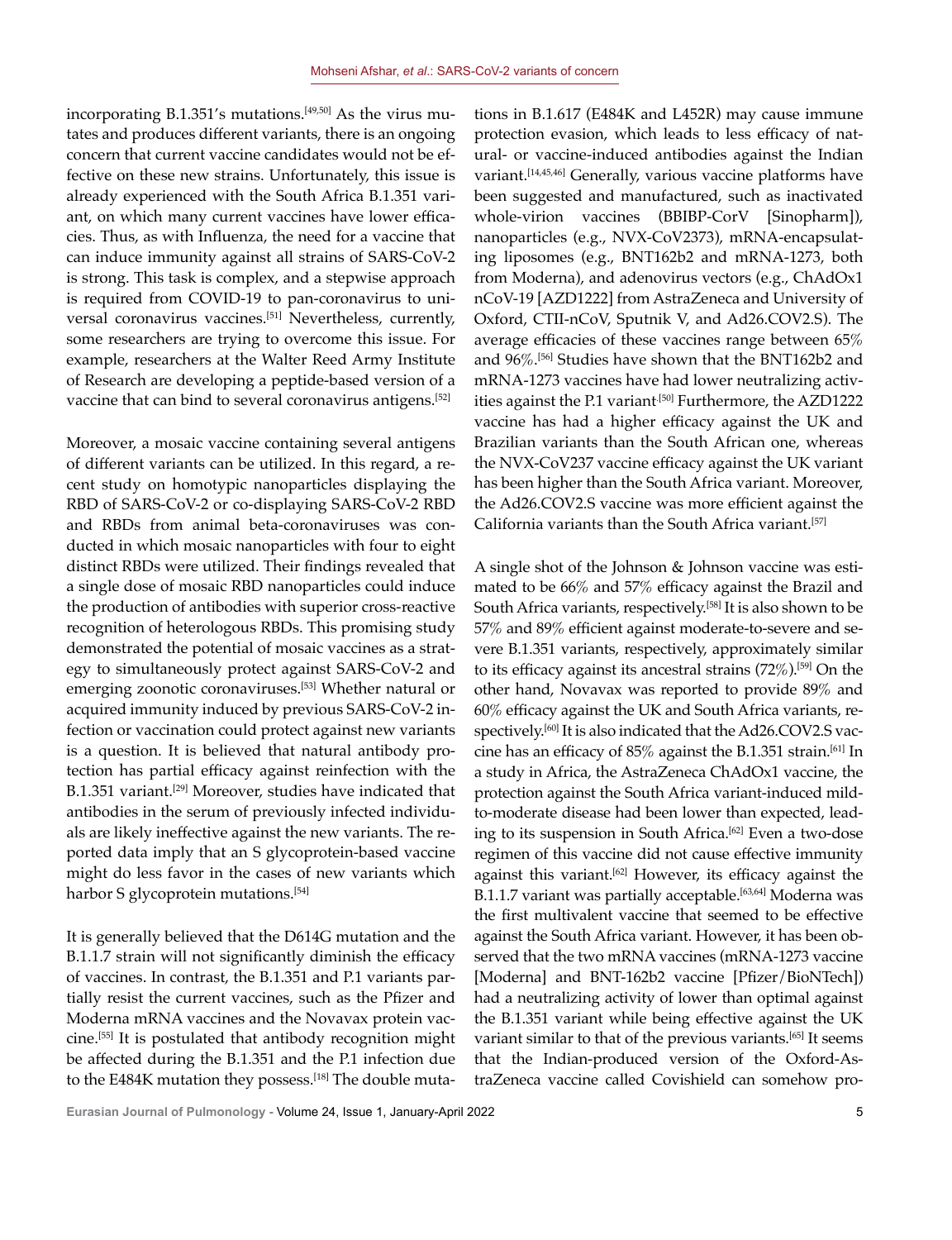incorporating B.1.351's mutations.[49,50] As the virus mutates and produces different variants, there is an ongoing concern that current vaccine candidates would not be effective on these new strains. Unfortunately, this issue is already experienced with the South Africa B.1.351 variant, on which many current vaccines have lower efficacies. Thus, as with Influenza, the need for a vaccine that can induce immunity against all strains of SARS-CoV-2 is strong. This task is complex, and a stepwise approach is required from COVID-19 to pan-coronavirus to universal coronavirus vaccines.[51] Nevertheless, currently, some researchers are trying to overcome this issue. For example, researchers at the Walter Reed Army Institute of Research are developing a peptide-based version of a vaccine that can bind to several coronavirus antigens.[52]

Moreover, a mosaic vaccine containing several antigens of different variants can be utilized. In this regard, a recent study on homotypic nanoparticles displaying the RBD of SARS-CoV-2 or co-displaying SARS-CoV-2 RBD and RBDs from animal beta-coronaviruses was conducted in which mosaic nanoparticles with four to eight distinct RBDs were utilized. Their findings revealed that a single dose of mosaic RBD nanoparticles could induce the production of antibodies with superior cross-reactive recognition of heterologous RBDs. This promising study demonstrated the potential of mosaic vaccines as a strategy to simultaneously protect against SARS-CoV-2 and emerging zoonotic coronaviruses.[53] Whether natural or acquired immunity induced by previous SARS-CoV-2 infection or vaccination could protect against new variants is a question. It is believed that natural antibody protection has partial efficacy against reinfection with the B.1.351 variant.[29] Moreover, studies have indicated that antibodies in the serum of previously infected individuals are likely ineffective against the new variants. The reported data imply that an S glycoprotein-based vaccine might do less favor in the cases of new variants which harbor S glycoprotein mutations.[54]

It is generally believed that the D614G mutation and the B.1.1.7 strain will not significantly diminish the efficacy of vaccines. In contrast, the B.1.351 and P.1 variants partially resist the current vaccines, such as the Pfizer and Moderna mRNA vaccines and the Novavax protein vaccine.[55] It is postulated that antibody recognition might be affected during the B.1.351 and the P.1 infection due to the E484K mutation they possess.[18] The double mutations in B.1.617 (E484K and L452R) may cause immune protection evasion, which leads to less efficacy of natural- or vaccine-induced antibodies against the Indian variant.[14,45,46] Generally, various vaccine platforms have been suggested and manufactured, such as inactivated whole-virion vaccines (BBIBP-CorV [Sinopharm]), nanoparticles (e.g., NVX-CoV2373), mRNA-encapsulating liposomes (e.g., BNT162b2 and mRNA-1273, both from Moderna), and adenovirus vectors (e.g., ChAdOx1 nCoV-19 [AZD1222] from AstraZeneca and University of Oxford, CTII-nCoV, Sputnik V, and Ad26.COV2.S). The average efficacies of these vaccines range between 65% and 96%.[56] Studies have shown that the BNT162b2 and mRNA-1273 vaccines have had lower neutralizing activities against the P.1 variant.[50] Furthermore, the AZD1222 vaccine has had a higher efficacy against the UK and Brazilian variants than the South African one, whereas the NVX-CoV237 vaccine efficacy against the UK variant has been higher than the South Africa variant. Moreover, the Ad26.COV2.S vaccine was more efficient against the California variants than the South Africa variant.[57]

A single shot of the Johnson & Johnson vaccine was estimated to be 66% and 57% efficacy against the Brazil and South Africa variants, respectively.[58] It is also shown to be 57% and 89% efficient against moderate-to-severe and severe B.1.351 variants, respectively, approximately similar to its efficacy against its ancestral strains (72%).[59] On the other hand, Novavax was reported to provide 89% and 60% efficacy against the UK and South Africa variants, respectively.[60] It is also indicated that the Ad26.COV2.S vaccine has an efficacy of 85% against the B.1.351 strain.[61] In a study in Africa, the AstraZeneca ChAdOx1 vaccine, the protection against the South Africa variant-induced mild-to-moderate disease had been lower than expected, leading to its suspension in South Africa.[62] Even a two-dose regimen of this vaccine did not cause effective immunity against this variant.[62] However, its efficacy against the B.1.1.7 variant was partially acceptable.[63,64] Moderna was the first multivalent vaccine that seemed to be effective against the South Africa variant. However, it has been observed that the two mRNA vaccines (mRNA-1273 vaccine [Moderna] and BNT-162b2 vaccine [Pfizer/BioNTech]) had a neutralizing activity of lower than optimal against the B.1.351 variant while being effective against the UK variant similar to that of the previous variants.[65] It seems that the Indian-produced version of the Oxford-AstraZeneca vaccine called Covishield can somehow pro-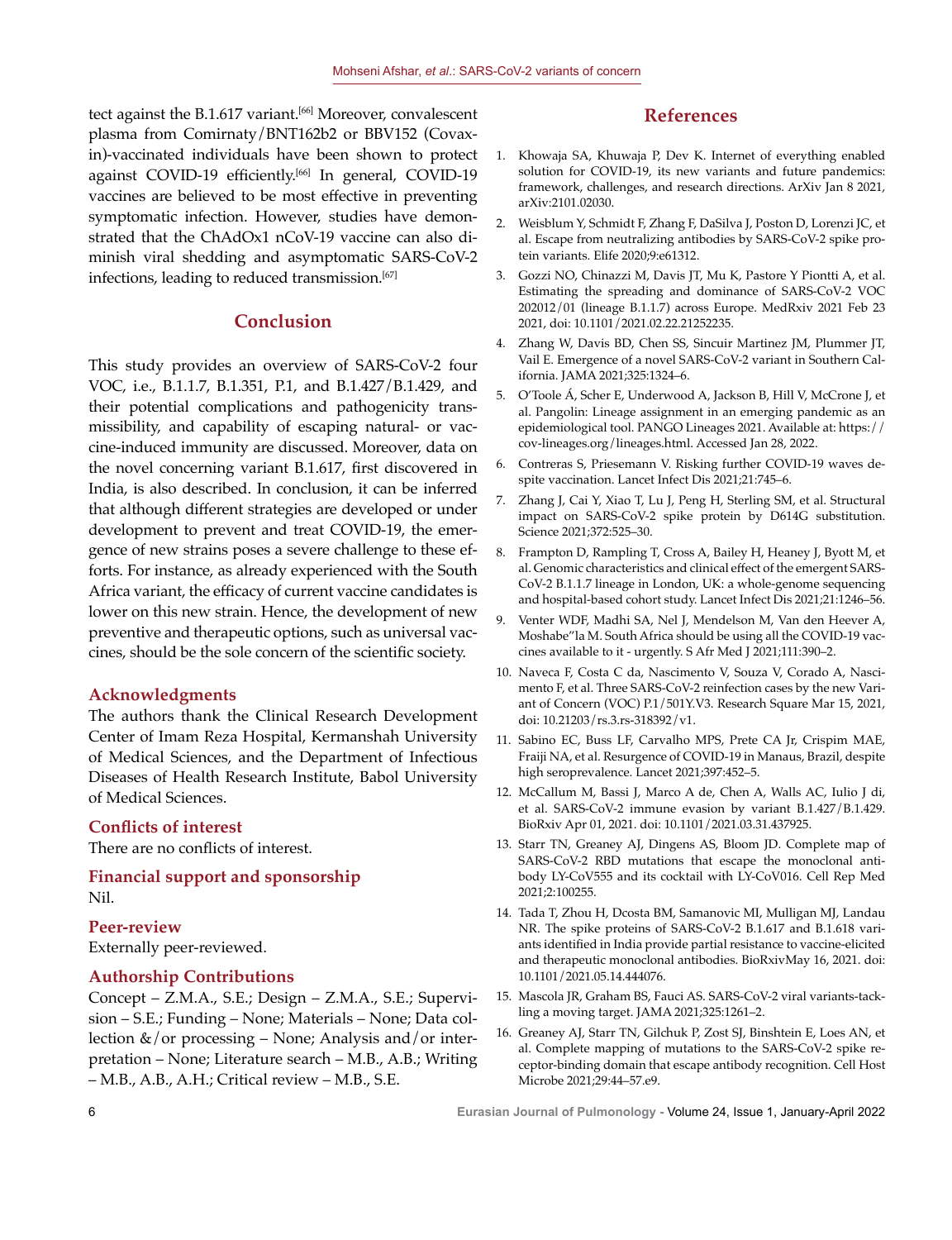tect against the B.1.617 variant.[66] Moreover, convalescent plasma from Comirnaty/BNT162b2 or BBV152 (Covaxin)-vaccinated individuals have been shown to protect against COVID-19 efficiently.[66] In general, COVID-19 vaccines are believed to be most effective in preventing symptomatic infection. However, studies have demonstrated that the ChAdOx1 nCoV-19 vaccine can also diminish viral shedding and asymptomatic SARS-CoV-2 infections, leading to reduced transmission.[67]

## Conclusion

This study provides an overview of SARS-CoV-2 four VOC, i.e., B.1.1.7, B.1.351, P.1, and B.1.427/B.1.429, and their potential complications and pathogenicity transmissibility, and capability of escaping natural- or vaccine-induced immunity are discussed. Moreover, data on the novel concerning variant B.1.617, first discovered in India, is also described. In conclusion, it can be inferred that although different strategies are developed or under development to prevent and treat COVID-19, the emergence of new strains poses a severe challenge to these efforts. For instance, as already experienced with the South Africa variant, the efficacy of current vaccine candidates is lower on this new strain. Hence, the development of new preventive and therapeutic options, such as universal vaccines, should be the sole concern of the scientific society.

### Acknowledgments

The authors thank the Clinical Research Development Center of Imam Reza Hospital, Kermanshah University of Medical Sciences, and the Department of Infectious Diseases of Health Research Institute, Babol University of Medical Sciences.

### Conflicts of interest

There are no conflicts of interest.

### Financial support and sponsorship

Nil.

### Peer-review

Externally peer-reviewed.

### Authorship Contributions

Concept – Z.M.A., S.E.; Design – Z.M.A., S.E.; Supervision – S.E.; Funding – None; Materials – None; Data collection &/or processing – None; Analysis and/or interpretation – None; Literature search – M.B., A.B.; Writing – M.B., A.B., A.H.; Critical review – M.B., S.E.

## References

1. Khowaja SA, Khuwaja P, Dev K. Internet of everything enabled solution for COVID-19, its new variants and future pandemics: framework, challenges, and research directions. ArXiv Jan 8 2021, arXiv:2101.02030.
2. Weisblum Y, Schmidt F, Zhang F, DaSilva J, Poston D, Lorenzi JC, et al. Escape from neutralizing antibodies by SARS-CoV-2 spike protein variants. Elife 2020;9:e61312.
3. Gozzi NO, Chinazzi M, Davis JT, Mu K, Pastore Y Piontti A, et al. Estimating the spreading and dominance of SARS-CoV-2 VOC 202012/01 (lineage B.1.1.7) across Europe. MedRxiv 2021 Feb 23 2021, doi: 10.1101/2021.02.22.21252235.
4. Zhang W, Davis BD, Chen SS, Sincuir Martinez JM, Plummer JT, Vail E. Emergence of a novel SARS-CoV-2 variant in Southern California. JAMA 2021;325:1324–6.
5. O'Toole Á, Scher E, Underwood A, Jackson B, Hill V, McCrone J, et al. Pangolin: Lineage assignment in an emerging pandemic as an epidemiological tool. PANGO Lineages 2021. Available at: https://cov-lineages.org/lineages.html. Accessed Jan 28, 2022.
6. Contreras S, Priesemann V. Risking further COVID-19 waves despite vaccination. Lancet Infect Dis 2021;21:745–6.
7. Zhang J, Cai Y, Xiao T, Lu J, Peng H, Sterling SM, et al. Structural impact on SARS-CoV-2 spike protein by D614G substitution. Science 2021;372:525–30.
8. Frampton D, Rampling T, Cross A, Bailey H, Heaney J, Byott M, et al. Genomic characteristics and clinical effect of the emergent SARS-CoV-2 B.1.1.7 lineage in London, UK: a whole-genome sequencing and hospital-based cohort study. Lancet Infect Dis 2021;21:1246–56.
9. Venter WDF, Madhi SA, Nel J, Mendelson M, Van den Heever A, Moshabe''la M. South Africa should be using all the COVID-19 vaccines available to it - urgently. S Afr Med J 2021;111:390–2.
10. Naveca F, Costa C da, Nascimento V, Souza V, Corado A, Nascimento F, et al. Three SARS-CoV-2 reinfection cases by the new Variant of Concern (VOC) P.1/501Y.V3. Research Square Mar 15, 2021, doi: 10.21203/rs.3.rs-318392/v1.
11. Sabino EC, Buss LF, Carvalho MPS, Prete CA Jr, Crispim MAE, Fraiji NA, et al. Resurgence of COVID-19 in Manaus, Brazil, despite high seroprevalence. Lancet 2021;397:452–5.
12. McCallum M, Bassi J, Marco A de, Chen A, Walls AC, Iulio J di, et al. SARS-CoV-2 immune evasion by variant B.1.427/B.1.429. BioRxiv Apr 01, 2021. doi: 10.1101/2021.03.31.437925.
13. Starr TN, Greaney AJ, Dingens AS, Bloom JD. Complete map of SARS-CoV-2 RBD mutations that escape the monoclonal antibody LY-CoV555 and its cocktail with LY-CoV016. Cell Rep Med 2021;2:100255.
14. Tada T, Zhou H, Dcosta BM, Samanovic MI, Mulligan MJ, Landau NR. The spike proteins of SARS-CoV-2 B.1.617 and B.1.618 variants identified in India provide partial resistance to vaccine-elicited and therapeutic monoclonal antibodies. BioRxivMay 16, 2021. doi: 10.1101/2021.05.14.444076.
15. Mascola JR, Graham BS, Fauci AS. SARS-CoV-2 viral variants-tackling a moving target. JAMA 2021;325:1261–2.
16. Greaney AJ, Starr TN, Gilchuk P, Zost SJ, Binshtein E, Loes AN, et al. Complete mapping of mutations to the SARS-CoV-2 spike receptor-binding domain that escape antibody recognition. Cell Host Microbe 2021;29:44–57.e9.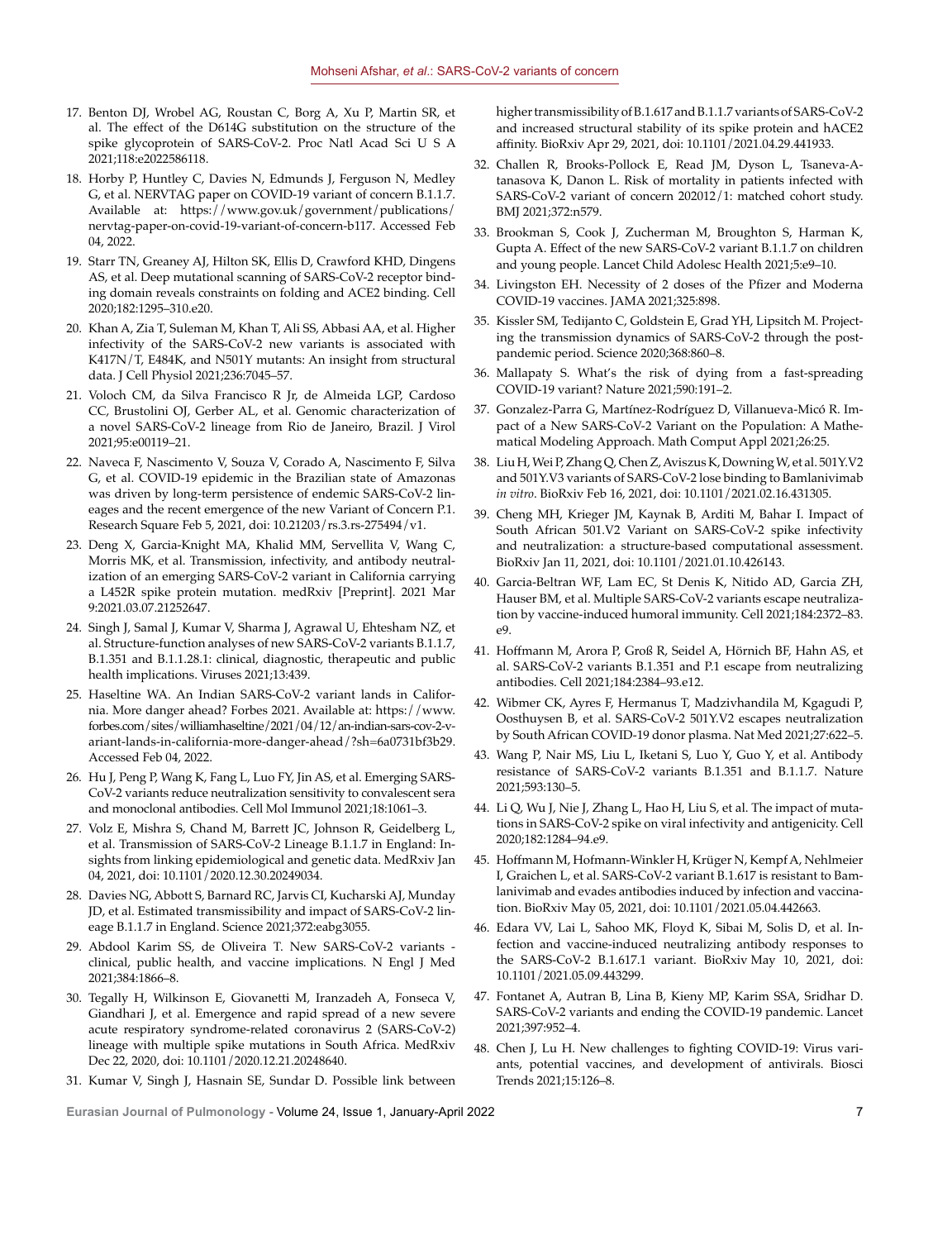17. Benton DJ, Wrobel AG, Roustan C, Borg A, Xu P, Martin SR, et al. The effect of the D614G substitution on the structure of the spike glycoprotein of SARS-CoV-2. Proc Natl Acad Sci U S A 2021;118:e2022586118.
18. Horby P, Huntley C, Davies N, Edmunds J, Ferguson N, Medley G, et al. NERVTAG paper on COVID-19 variant of concern B.1.1.7. Available at: https://www.gov.uk/government/publications/nervtag-paper-on-covid-19-variant-of-concern-b117. Accessed Feb 04, 2022.
19. Starr TN, Greaney AJ, Hilton SK, Ellis D, Crawford KHD, Dingens AS, et al. Deep mutational scanning of SARS-CoV-2 receptor binding domain reveals constraints on folding and ACE2 binding. Cell 2020;182:1295–310.e20.
20. Khan A, Zia T, Suleman M, Khan T, Ali SS, Abbasi AA, et al. Higher infectivity of the SARS-CoV-2 new variants is associated with K417N/T, E484K, and N501Y mutants: An insight from structural data. J Cell Physiol 2021;236:7045–57.
21. Voloch CM, da Silva Francisco R Jr, de Almeida LGP, Cardoso CC, Brustolini OJ, Gerber AL, et al. Genomic characterization of a novel SARS-CoV-2 lineage from Rio de Janeiro, Brazil. J Virol 2021;95:e00119–21.
22. Naveca F, Nascimento V, Souza V, Corado A, Nascimento F, Silva G, et al. COVID-19 epidemic in the Brazilian state of Amazonas was driven by long-term persistence of endemic SARS-CoV-2 lineages and the recent emergence of the new Variant of Concern P.1. Research Square Feb 5, 2021, doi: 10.21203/rs.3.rs-275494/v1.
23. Deng X, Garcia-Knight MA, Khalid MM, Servellita V, Wang C, Morris MK, et al. Transmission, infectivity, and antibody neutralization of an emerging SARS-CoV-2 variant in California carrying a L452R spike protein mutation. medRxiv [Preprint]. 2021 Mar 9:2021.03.07.21252647.
24. Singh J, Samal J, Kumar V, Sharma J, Agrawal U, Ehtesham NZ, et al. Structure-function analyses of new SARS-CoV-2 variants B.1.1.7, B.1.351 and B.1.1.28.1: clinical, diagnostic, therapeutic and public health implications. Viruses 2021;13:439.
25. Haseltine WA. An Indian SARS-CoV-2 variant lands in California. More danger ahead? Forbes 2021. Available at: https://www.forbes.com/sites/williamhaseltine/2021/04/12/an-indian-sars-cov-2-variant-lands-in-california-more-danger-ahead/?sh=6a0731bf3b29. Accessed Feb 04, 2022.
26. Hu J, Peng P, Wang K, Fang L, Luo FY, Jin AS, et al. Emerging SARS-CoV-2 variants reduce neutralization sensitivity to convalescent sera and monoclonal antibodies. Cell Mol Immunol 2021;18:1061–3.
27. Volz E, Mishra S, Chand M, Barrett JC, Johnson R, Geidelberg L, et al. Transmission of SARS-CoV-2 Lineage B.1.1.7 in England: Insights from linking epidemiological and genetic data. MedRxiv Jan 04, 2021, doi: 10.1101/2020.12.30.20249034.
28. Davies NG, Abbott S, Barnard RC, Jarvis CI, Kucharski AJ, Munday JD, et al. Estimated transmissibility and impact of SARS-CoV-2 lineage B.1.1.7 in England. Science 2021;372:eabg3055.
29. Abdool Karim SS, de Oliveira T. New SARS-CoV-2 variants - clinical, public health, and vaccine implications. N Engl J Med 2021;384:1866–8.
30. Tegally H, Wilkinson E, Giovanetti M, Iranzadeh A, Fonseca V, Giandhari J, et al. Emergence and rapid spread of a new severe acute respiratory syndrome-related coronavirus 2 (SARS-CoV-2) lineage with multiple spike mutations in South Africa. MedRxiv Dec 22, 2020, doi: 10.1101/2020.12.21.20248640.
31. Kumar V, Singh J, Hasnain SE, Sundar D. Possible link between higher transmissibility of B.1.617 and B.1.1.7 variants of SARS-CoV-2 and increased structural stability of its spike protein and hACE2 affinity. BioRxiv Apr 29, 2021, doi: 10.1101/2021.04.29.441933.
32. Challen R, Brooks-Pollock E, Read JM, Dyson L, Tsaneva-Atanasova K, Danon L. Risk of mortality in patients infected with SARS-CoV-2 variant of concern 202012/1: matched cohort study. BMJ 2021;372:n579.
33. Brookman S, Cook J, Zucherman M, Broughton S, Harman K, Gupta A. Effect of the new SARS-CoV-2 variant B.1.1.7 on children and young people. Lancet Child Adolesc Health 2021;5:e9–10.
34. Livingston EH. Necessity of 2 doses of the Pfizer and Moderna COVID-19 vaccines. JAMA 2021;325:898.
35. Kissler SM, Tedijanto C, Goldstein E, Grad YH, Lipsitch M. Projecting the transmission dynamics of SARS-CoV-2 through the postpandemic period. Science 2020;368:860–8.
36. Mallapaty S. What's the risk of dying from a fast-spreading COVID-19 variant? Nature 2021;590:191–2.
37. Gonzalez-Parra G, Martínez-Rodríguez D, Villanueva-Micó R. Impact of a New SARS-CoV-2 Variant on the Population: A Mathematical Modeling Approach. Math Comput Appl 2021;26:25.
38. Liu H, Wei P, Zhang Q, Chen Z, Aviszus K, Downing W, et al. 501Y.V2 and 501Y.V3 variants of SARS-CoV-2 lose binding to Bamlanivimab *in vitro*. BioRxiv Feb 16, 2021, doi: 10.1101/2021.02.16.431305.
39. Cheng MH, Krieger JM, Kaynak B, Arditi M, Bahar I. Impact of South African 501.V2 Variant on SARS-CoV-2 spike infectivity and neutralization: a structure-based computational assessment. BioRxiv Jan 11, 2021, doi: 10.1101/2021.01.10.426143.
40. Garcia-Beltran WF, Lam EC, St Denis K, Nitido AD, Garcia ZH, Hauser BM, et al. Multiple SARS-CoV-2 variants escape neutralization by vaccine-induced humoral immunity. Cell 2021;184:2372–83.e9.
41. Hoffmann M, Arora P, Groß R, Seidel A, Hörnich BF, Hahn AS, et al. SARS-CoV-2 variants B.1.351 and P.1 escape from neutralizing antibodies. Cell 2021;184:2384–93.e12.
42. Wibmer CK, Ayres F, Hermanus T, Madzivhandila M, Kgagudi P, Oosthuysen B, et al. SARS-CoV-2 501Y.V2 escapes neutralization by South African COVID-19 donor plasma. Nat Med 2021;27:622–5.
43. Wang P, Nair MS, Liu L, Iketani S, Luo Y, Guo Y, et al. Antibody resistance of SARS-CoV-2 variants B.1.351 and B.1.1.7. Nature 2021;593:130–5.
44. Li Q, Wu J, Nie J, Zhang L, Hao H, Liu S, et al. The impact of mutations in SARS-CoV-2 spike on viral infectivity and antigenicity. Cell 2020;182:1284–94.e9.
45. Hoffmann M, Hofmann-Winkler H, Krüger N, Kempf A, Nehlmeier I, Graichen L, et al. SARS-CoV-2 variant B.1.617 is resistant to Bamlanivimab and evades antibodies induced by infection and vaccination. BioRxiv May 05, 2021, doi: 10.1101/2021.05.04.442663.
46. Edara VV, Lai L, Sahoo MK, Floyd K, Sibai M, Solis D, et al. Infection and vaccine-induced neutralizing antibody responses to the SARS-CoV-2 B.1.617.1 variant. BioRxiv May 10, 2021, doi: 10.1101/2021.05.09.443299.
47. Fontanet A, Autran B, Lina B, Kieny MP, Karim SSA, Sridhar D. SARS-CoV-2 variants and ending the COVID-19 pandemic. Lancet 2021;397:952–4.
48. Chen J, Lu H. New challenges to fighting COVID-19: Virus variants, potential vaccines, and development of antivirals. Biosci Trends 2021;15:126–8.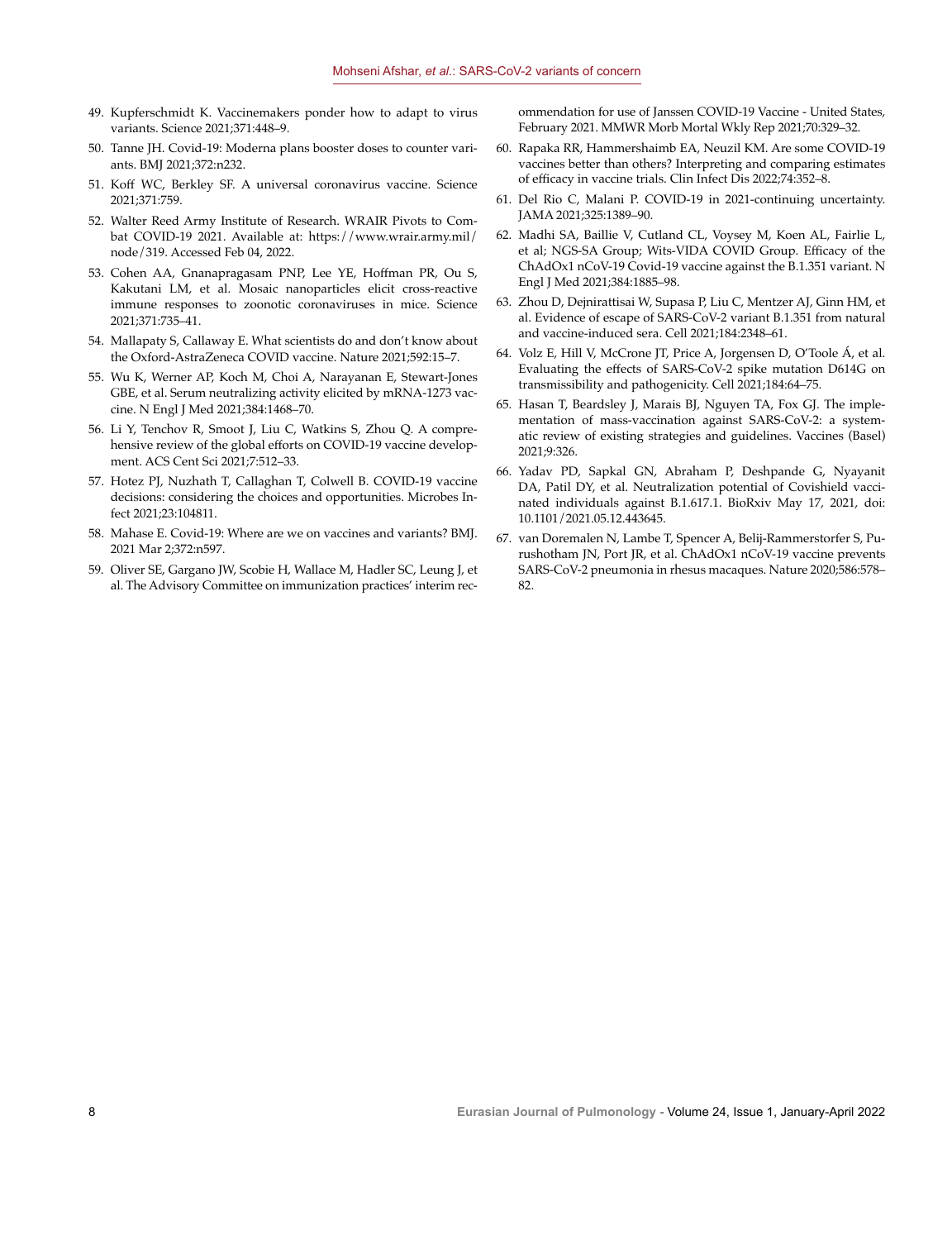49. Kupferschmidt K. Vaccinemakers ponder how to adapt to virus variants. Science 2021;371:448–9.
50. Tanne JH. Covid-19: Moderna plans booster doses to counter variants. BMJ 2021;372:n232.
51. Koff WC, Berkley SF. A universal coronavirus vaccine. Science 2021;371:759.
52. Walter Reed Army Institute of Research. WRAIR Pivots to Combat COVID-19 2021. Available at: https://www.wrair.army.mil/node/319. Accessed Feb 04, 2022.
53. Cohen AA, Gnanapragasam PNP, Lee YE, Hoffman PR, Ou S, Kakutani LM, et al. Mosaic nanoparticles elicit cross-reactive immune responses to zoonotic coronaviruses in mice. Science 2021;371:735–41.
54. Mallapaty S, Callaway E. What scientists do and don't know about the Oxford-AstraZeneca COVID vaccine. Nature 2021;592:15–7.
55. Wu K, Werner AP, Koch M, Choi A, Narayanan E, Stewart-Jones GBE, et al. Serum neutralizing activity elicited by mRNA-1273 vaccine. N Engl J Med 2021;384:1468–70.
56. Li Y, Tenchov R, Smoot J, Liu C, Watkins S, Zhou Q. A comprehensive review of the global efforts on COVID-19 vaccine development. ACS Cent Sci 2021;7:512–33.
57. Hotez PJ, Nuzhath T, Callaghan T, Colwell B. COVID-19 vaccine decisions: considering the choices and opportunities. Microbes Infect 2021;23:104811.
58. Mahase E. Covid-19: Where are we on vaccines and variants? BMJ. 2021 Mar 2;372:n597.
59. Oliver SE, Gargano JW, Scobie H, Wallace M, Hadler SC, Leung J, et al. The Advisory Committee on immunization practices' interim recommendation for use of Janssen COVID-19 Vaccine - United States, February 2021. MMWR Morb Mortal Wkly Rep 2021;70:329–32.
60. Rapaka RR, Hammershaimb EA, Neuzil KM. Are some COVID-19 vaccines better than others? Interpreting and comparing estimates of efficacy in vaccine trials. Clin Infect Dis 2022;74:352–8.
61. Del Rio C, Malani P. COVID-19 in 2021-continuing uncertainty. JAMA 2021;325:1389–90.
62. Madhi SA, Baillie V, Cutland CL, Voysey M, Koen AL, Fairlie L, et al; NGS-SA Group; Wits-VIDA COVID Group. Efficacy of the ChAdOx1 nCoV-19 Covid-19 vaccine against the B.1.351 variant. N Engl J Med 2021;384:1885–98.
63. Zhou D, Dejnirattisai W, Supasa P, Liu C, Mentzer AJ, Ginn HM, et al. Evidence of escape of SARS-CoV-2 variant B.1.351 from natural and vaccine-induced sera. Cell 2021;184:2348–61.
64. Volz E, Hill V, McCrone JT, Price A, Jorgensen D, O'Toole Á, et al. Evaluating the effects of SARS-CoV-2 spike mutation D614G on transmissibility and pathogenicity. Cell 2021;184:64–75.
65. Hasan T, Beardsley J, Marais BJ, Nguyen TA, Fox GJ. The implementation of mass-vaccination against SARS-CoV-2: a systematic review of existing strategies and guidelines. Vaccines (Basel) 2021;9:326.
66. Yadav PD, Sapkal GN, Abraham P, Deshpande G, Nyayanit DA, Patil DY, et al. Neutralization potential of Covishield vaccinated individuals against B.1.617.1. BioRxiv May 17, 2021, doi: 10.1101/2021.05.12.443645.
67. van Doremalen N, Lambe T, Spencer A, Belij-Rammerstorfer S, Purushotham JN, Port JR, et al. ChAdOx1 nCoV-19 vaccine prevents SARS-CoV-2 pneumonia in rhesus macaques. Nature 2020;586:578–82.